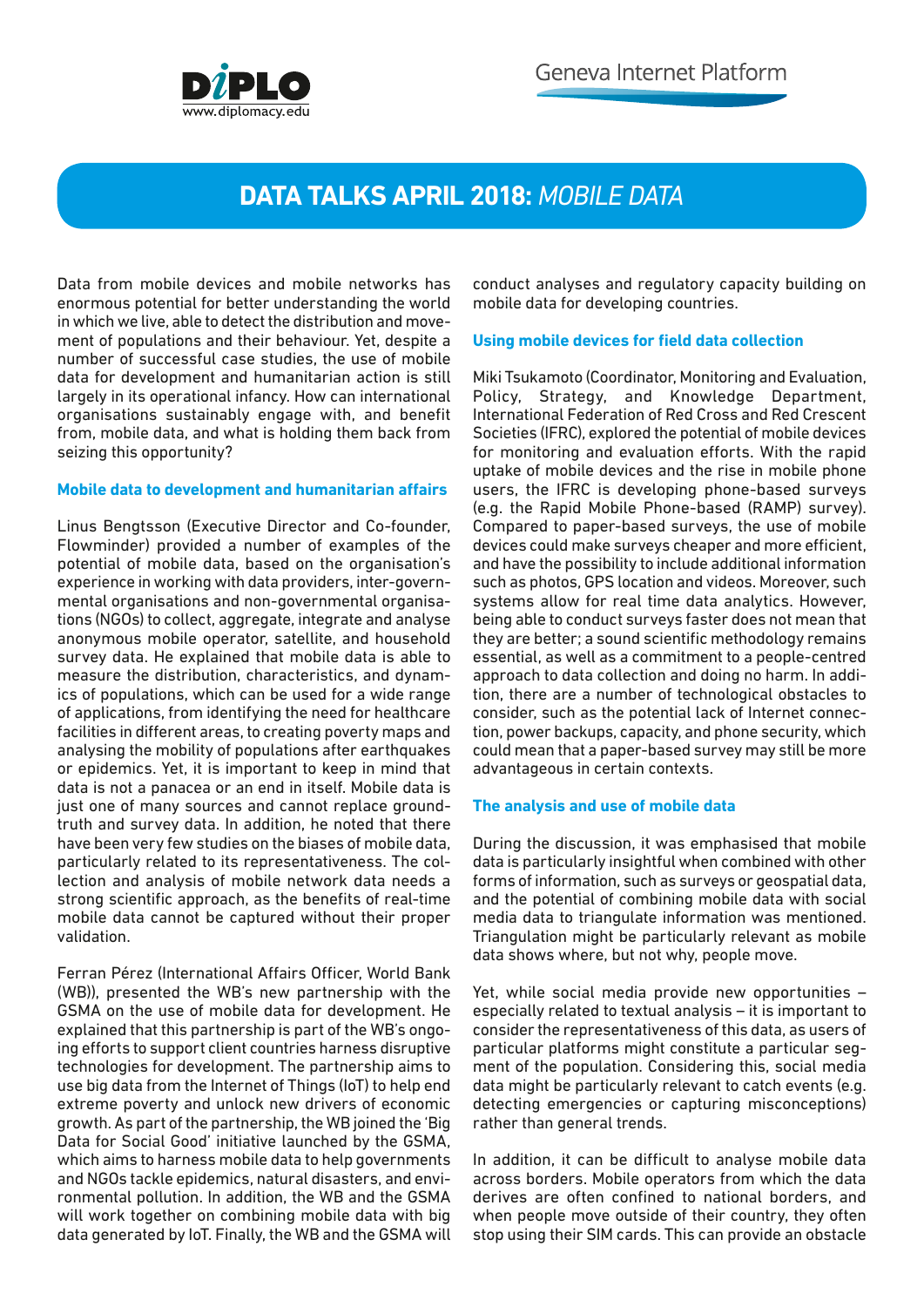# DATA TALKS APRIL 2018: *MOBILE DATA*

Data from mobile devices and mobile networks has enormous potential for better understanding the world in which we live, able to detect the distribution and movement of populations and their behaviour. Yet, despite a number of successful case studies, the use of mobile data for development and humanitarian action is still largely in its operational infancy. How can international organisations sustainably engage with, and benefit from, mobile data, and what is holding them back from seizing this opportunity?

## Mobile data to development and humanitarian affairs

Linus Bengtsson (Executive Director and Co-founder, Flowminder) provided a number of examples of the potential of mobile data, based on the organisation's experience in working with data providers, inter-governmental organisations and non-governmental organisations (NGOs) to collect, aggregate, integrate and analyse anonymous mobile operator, satellite, and household survey data. He explained that mobile data is able to measure the distribution, characteristics, and dynamics of populations, which can be used for a wide range of applications, from identifying the need for healthcare facilities in different areas, to creating poverty maps and analysing the mobility of populations after earthquakes or epidemics. Yet, it is important to keep in mind that data is not a panacea or an end in itself. Mobile data is just one of many sources and cannot replace groundtruth and survey data. In addition, he noted that there have been very few studies on the biases of mobile data, particularly related to its representativeness. The collection and analysis of mobile network data needs a strong scientific approach, as the benefits of real-time mobile data cannot be captured without their proper validation.

Ferran Pérez (International Affairs Officer, World Bank (WB)), presented the WB's new partnership with the GSMA on the use of mobile data for development. He explained that this partnership is part of the WB's ongoing efforts to support client countries harness disruptive technologies for development. The partnership aims to use big data from the Internet of Things (IoT) to help end extreme poverty and unlock new drivers of economic growth. As part of the partnership, the WB joined the 'Big Data for Social Good' initiative launched by the GSMA, which aims to harness mobile data to help governments and NGOs tackle epidemics, natural disasters, and environmental pollution. In addition, the WB and the GSMA will work together on combining mobile data with big data generated by IoT. Finally, the WB and the GSMA will conduct analyses and regulatory capacity building on mobile data for developing countries.

## Using mobile devices for field data collection

Miki Tsukamoto (Coordinator, Monitoring and Evaluation, Policy, Strategy, and Knowledge Department, International Federation of Red Cross and Red Crescent Societies (IFRC), explored the potential of mobile devices for monitoring and evaluation efforts. With the rapid uptake of mobile devices and the rise in mobile phone users, the IFRC is developing phone-based surveys (e.g. the Rapid Mobile Phone-based (RAMP) survey). Compared to paper-based surveys, the use of mobile devices could make surveys cheaper and more efficient, and have the possibility to include additional information such as photos, GPS location and videos. Moreover, such systems allow for real time data analytics. However, being able to conduct surveys faster does not mean that they are better; a sound scientific methodology remains essential, as well as a commitment to a people-centred approach to data collection and doing no harm. In addition, there are a number of technological obstacles to consider, such as the potential lack of Internet connection, power backups, capacity, and phone security, which could mean that a paper-based survey may still be more advantageous in certain contexts.

## The analysis and use of mobile data

During the discussion, it was emphasised that mobile data is particularly insightful when combined with other forms of information, such as surveys or geospatial data, and the potential of combining mobile data with social media data to triangulate information was mentioned. Triangulation might be particularly relevant as mobile data shows where, but not why, people move.

Yet, while social media provide new opportunities – especially related to textual analysis – it is important to consider the representativeness of this data, as users of particular platforms might constitute a particular segment of the population. Considering this, social media data might be particularly relevant to catch events (e.g. detecting emergencies or capturing misconceptions) rather than general trends.

In addition, it can be difficult to analyse mobile data across borders. Mobile operators from which the data derives are often confined to national borders, and when people move outside of their country, they often stop using their SIM cards. This can provide an obstacle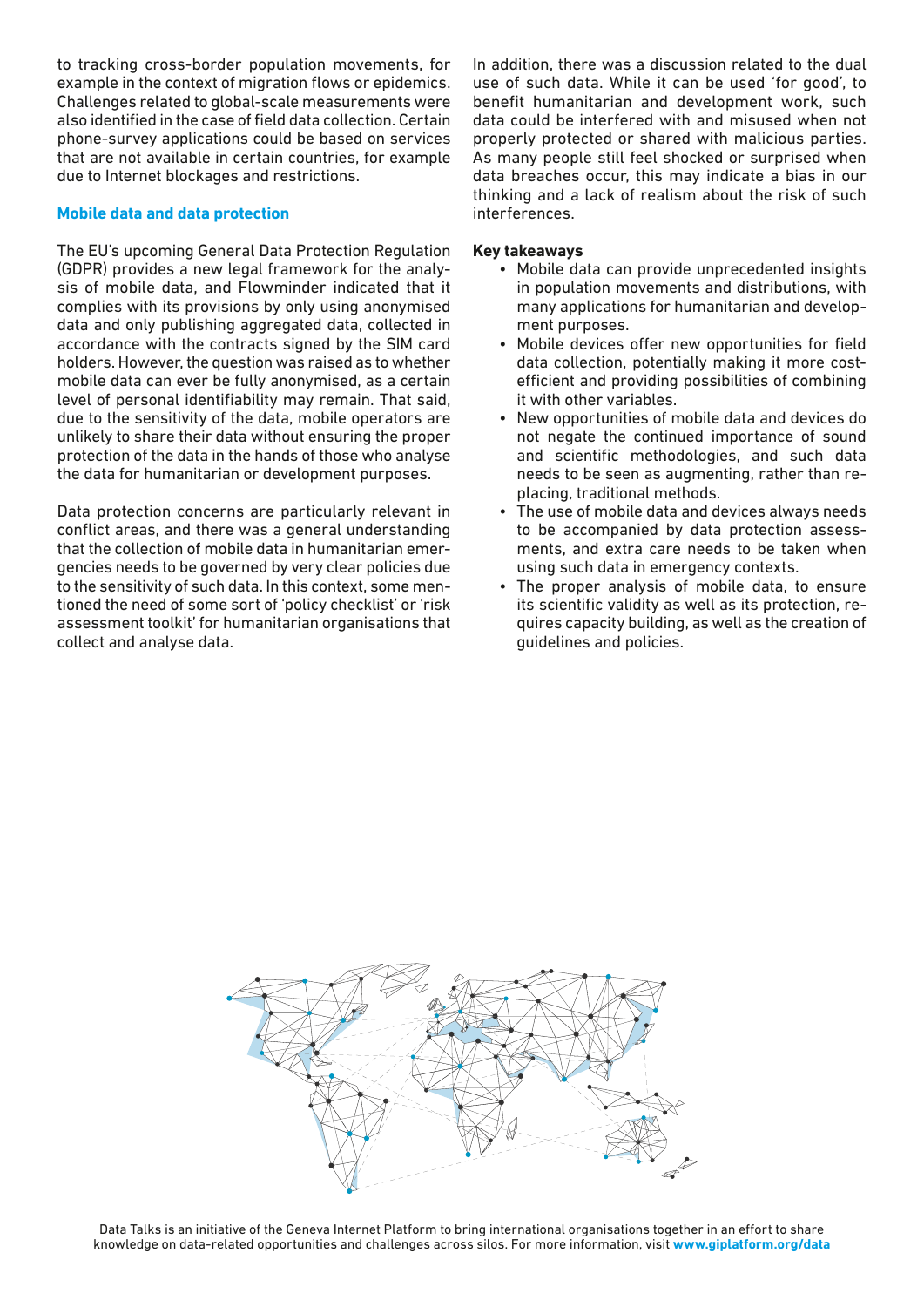to tracking cross-border population movements, for example in the context of migration flows or epidemics. Challenges related to global-scale measurements were also identified in the case of field data collection. Certain phone-survey applications could be based on services that are not available in certain countries, for example due to Internet blockages and restrictions.

### Mobile data and data protection

The EU's upcoming General Data Protection Regulation (GDPR) provides a new legal framework for the analysis of mobile data, and Flowminder indicated that it complies with its provisions by only using anonymised data and only publishing aggregated data, collected in accordance with the contracts signed by the SIM card holders. However, the question was raised as to whether mobile data can ever be fully anonymised, as a certain level of personal identifiability may remain. That said, due to the sensitivity of the data, mobile operators are unlikely to share their data without ensuring the proper protection of the data in the hands of those who analyse the data for humanitarian or development purposes.

Data protection concerns are particularly relevant in conflict areas, and there was a general understanding that the collection of mobile data in humanitarian emergencies needs to be governed by very clear policies due to the sensitivity of such data. In this context, some mentioned the need of some sort of 'policy checklist' or 'risk assessment toolkit' for humanitarian organisations that collect and analyse data.

In addition, there was a discussion related to the dual use of such data. While it can be used 'for good', to benefit humanitarian and development work, such data could be interfered with and misused when not properly protected or shared with malicious parties. As many people still feel shocked or surprised when data breaches occur, this may indicate a bias in our thinking and a lack of realism about the risk of such interferences.

**Key takeaways**

- Mobile data can provide unprecedented insights in population movements and distributions, with many applications for humanitarian and development purposes.
- Mobile devices offer new opportunities for field data collection, potentially making it more cost-efficient and providing possibilities of combining it with other variables.
- New opportunities of mobile data and devices do not negate the continued importance of sound and scientific methodologies, and such data needs to be seen as augmenting, rather than replacing, traditional methods.
- The use of mobile data and devices always needs to be accompanied by data protection assessments, and extra care needs to be taken when using such data in emergency contexts.
- The proper analysis of mobile data, to ensure its scientific validity as well as its protection, requires capacity building, as well as the creation of guidelines and policies.

Data Talks is an initiative of the Geneva Internet Platform to bring international organisations together in an effort to share knowledge on data-related opportunities and challenges across silos. For more information, visit **www.giplatform.org/data**